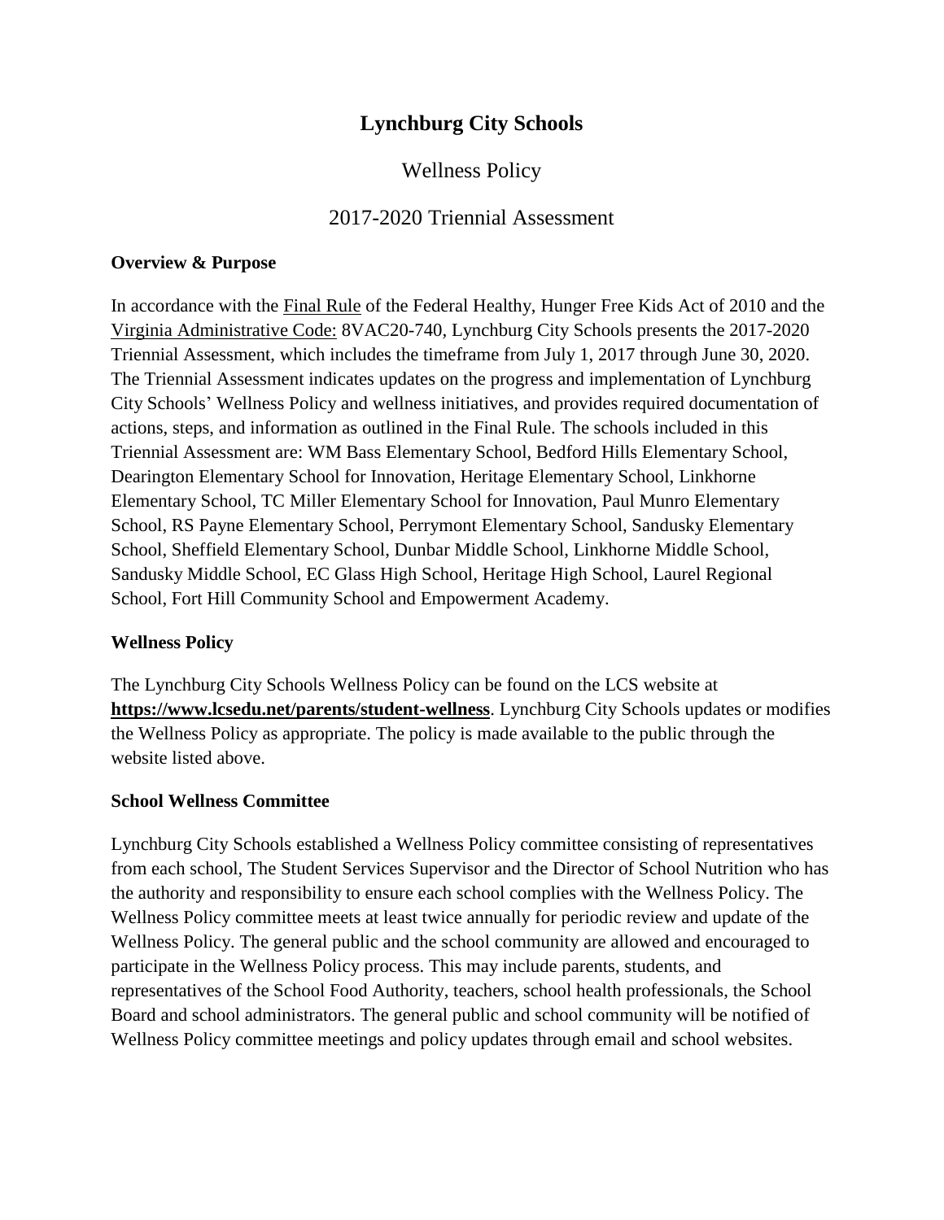# Lynchburg City Schools

## Wellness Policy

## 2017-2020 Triennial Assessment

### Overview & Purpose

In accordance with the Final Rule of the Federal Healthy, Hunger Free Kids Act of 2010 and the Virginia Administrative Code: 8VAC20-740, Lynchburg City Schools presents the 2017-2020 Triennial Assessment, which includes the timeframe from July 1, 2017 through June 30, 2020. The Triennial Assessment indicates updates on the progress and implementation of Lynchburg City Schools' Wellness Policy and wellness initiatives, and provides required documentation of actions, steps, and information as outlined in the Final Rule. The schools included in this Triennial Assessment are: WM Bass Elementary School, Bedford Hills Elementary School, Dearington Elementary School for Innovation, Heritage Elementary School, Linkhorne Elementary School, TC Miller Elementary School for Innovation, Paul Munro Elementary School, RS Payne Elementary School, Perrymont Elementary School, Sandusky Elementary School, Sheffield Elementary School, Dunbar Middle School, Linkhorne Middle School, Sandusky Middle School, EC Glass High School, Heritage High School, Laurel Regional School, Fort Hill Community School and Empowerment Academy.

### Wellness Policy

The Lynchburg City Schools Wellness Policy can be found on the LCS website at **https://www.lcsedu.net/parents/student-wellness**. Lynchburg City Schools updates or modifies the Wellness Policy as appropriate. The policy is made available to the public through the website listed above.

### School Wellness Committee

Lynchburg City Schools established a Wellness Policy committee consisting of representatives from each school, The Student Services Supervisor and the Director of School Nutrition who has the authority and responsibility to ensure each school complies with the Wellness Policy. The Wellness Policy committee meets at least twice annually for periodic review and update of the Wellness Policy. The general public and the school community are allowed and encouraged to participate in the Wellness Policy process. This may include parents, students, and representatives of the School Food Authority, teachers, school health professionals, the School Board and school administrators. The general public and school community will be notified of Wellness Policy committee meetings and policy updates through email and school websites.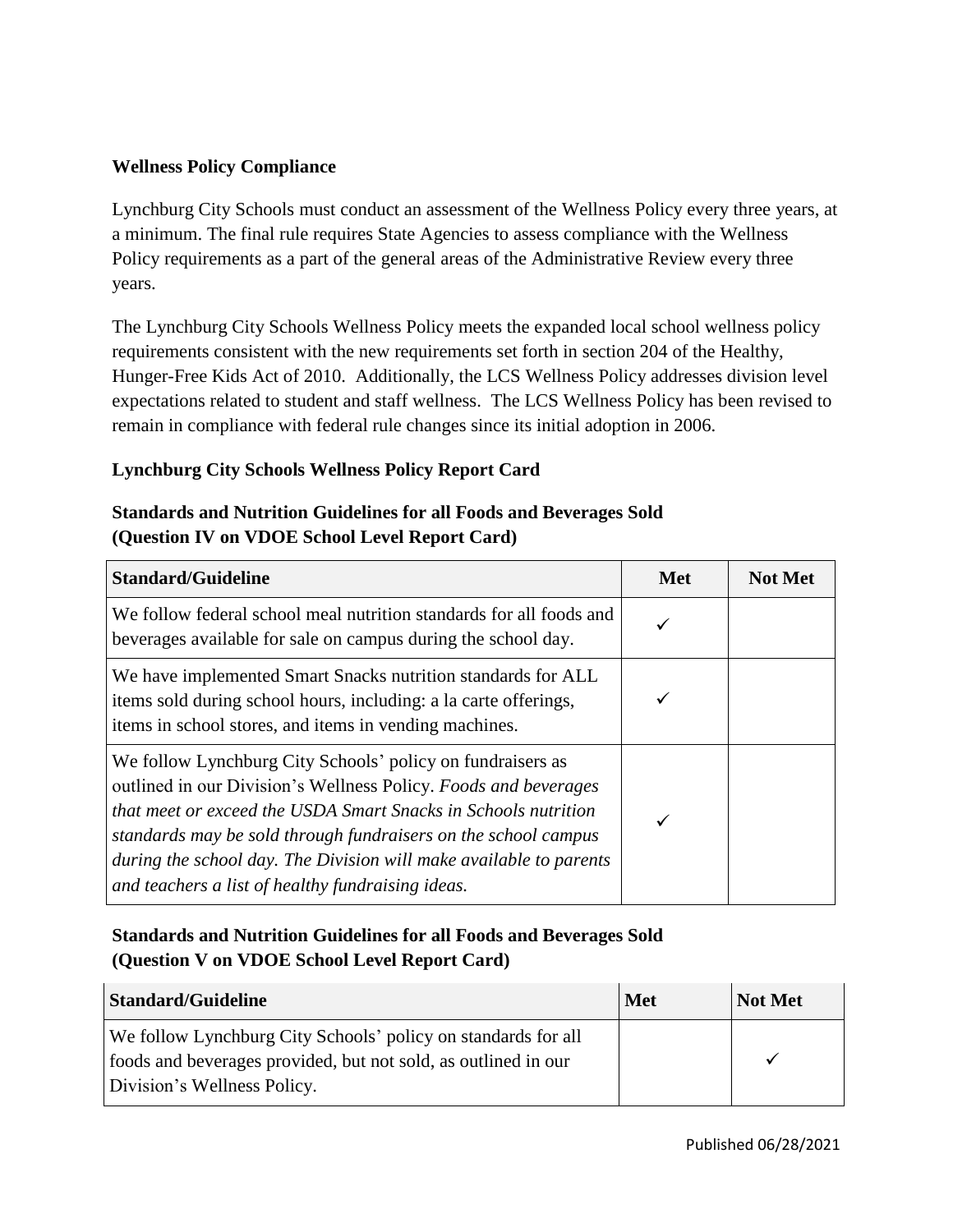**Wellness Policy Compliance**

Lynchburg City Schools must conduct an assessment of the Wellness Policy every three years, at a minimum. The final rule requires State Agencies to assess compliance with the Wellness Policy requirements as a part of the general areas of the Administrative Review every three years.

The Lynchburg City Schools Wellness Policy meets the expanded local school wellness policy requirements consistent with the new requirements set forth in section 204 of the Healthy, Hunger-Free Kids Act of 2010. Additionally, the LCS Wellness Policy addresses division level expectations related to student and staff wellness. The LCS Wellness Policy has been revised to remain in compliance with federal rule changes since its initial adoption in 2006.

**Lynchburg City Schools Wellness Policy Report Card**

**Standards and Nutrition Guidelines for all Foods and Beverages Sold (Question IV on VDOE School Level Report Card)**

| Standard/Guideline | Met | Not Met |
|---|---|---|
| We follow federal school meal nutrition standards for all foods and beverages available for sale on campus during the school day. | ✓ | |
| We have implemented Smart Snacks nutrition standards for ALL items sold during school hours, including: a la carte offerings, items in school stores, and items in vending machines. | ✓ | |
| We follow Lynchburg City Schools' policy on fundraisers as outlined in our Division's Wellness Policy. *Foods and beverages that meet or exceed the USDA Smart Snacks in Schools nutrition standards may be sold through fundraisers on the school campus during the school day. The Division will make available to parents and teachers a list of healthy fundraising ideas.* | ✓ | |

**Standards and Nutrition Guidelines for all Foods and Beverages Sold (Question V on VDOE School Level Report Card)**

| Standard/Guideline | Met | Not Met |
|---|---|---|
| We follow Lynchburg City Schools' policy on standards for all foods and beverages provided, but not sold, as outlined in our Division's Wellness Policy. | | ✓ |

Published 06/28/2021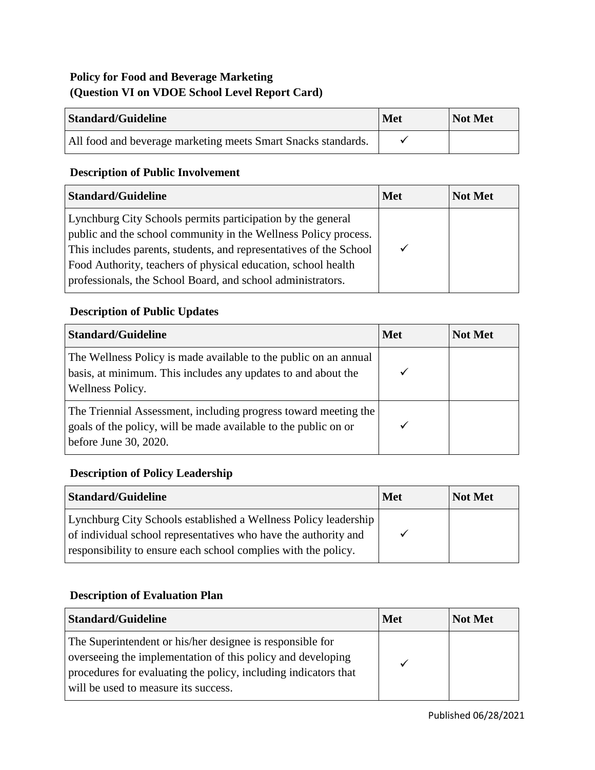**Policy for Food and Beverage Marketing**
**(Question VI on VDOE School Level Report Card)**

| Standard/Guideline | Met | Not Met |
|---|---|---|
| All food and beverage marketing meets Smart Snacks standards. | ✓ | |

**Description of Public Involvement**

| Standard/Guideline | Met | Not Met |
|---|---|---|
| Lynchburg City Schools permits participation by the general public and the school community in the Wellness Policy process. This includes parents, students, and representatives of the School Food Authority, teachers of physical education, school health professionals, the School Board, and school administrators. | ✓ | |

**Description of Public Updates**

| Standard/Guideline | Met | Not Met |
|---|---|---|
| The Wellness Policy is made available to the public on an annual basis, at minimum. This includes any updates to and about the Wellness Policy. | ✓ | |
| The Triennial Assessment, including progress toward meeting the goals of the policy, will be made available to the public on or before June 30, 2020. | ✓ | |

**Description of Policy Leadership**

| Standard/Guideline | Met | Not Met |
|---|---|---|
| Lynchburg City Schools established a Wellness Policy leadership of individual school representatives who have the authority and responsibility to ensure each school complies with the policy. | ✓ | |

**Description of Evaluation Plan**

| Standard/Guideline | Met | Not Met |
|---|---|---|
| The Superintendent or his/her designee is responsible for overseeing the implementation of this policy and developing procedures for evaluating the policy, including indicators that will be used to measure its success. | ✓ | |

Published 06/28/2021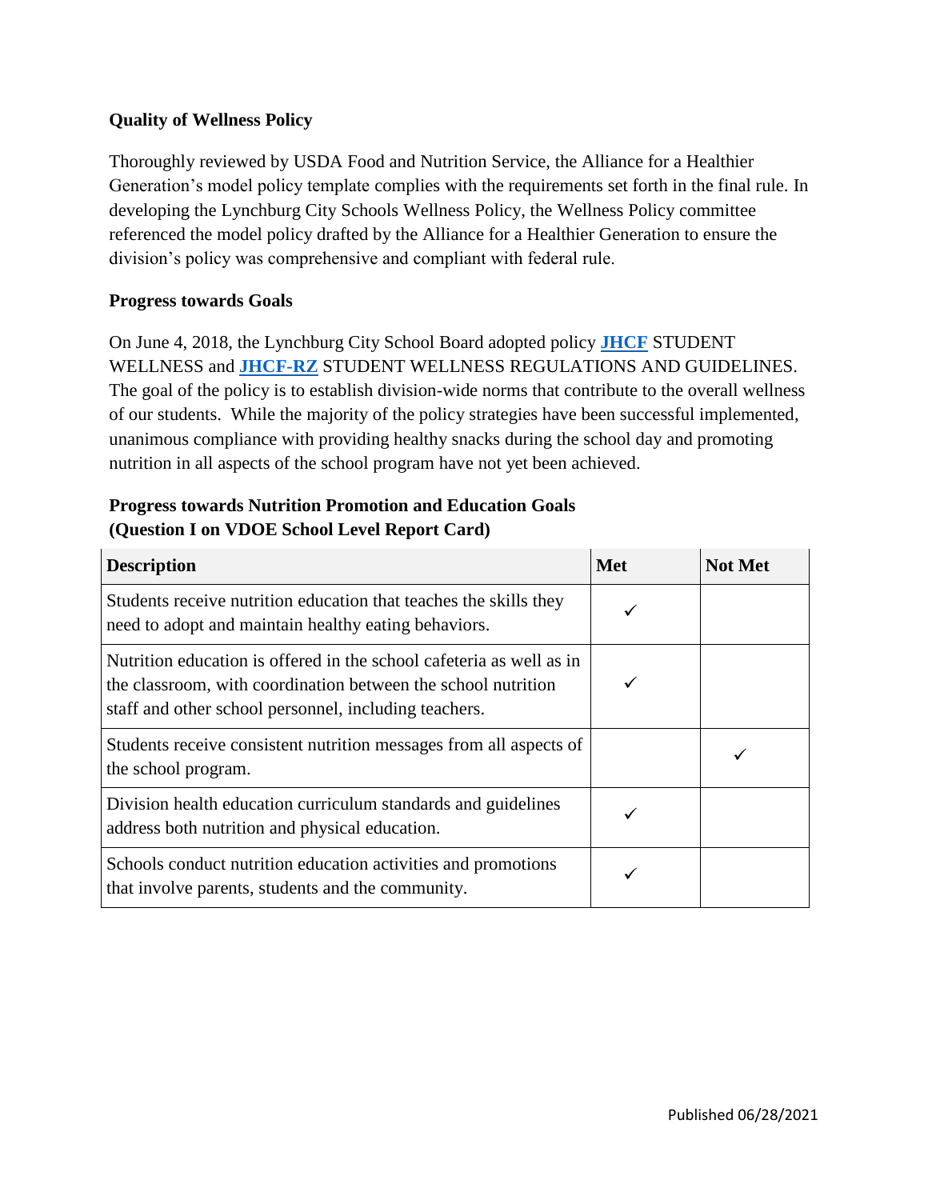**Quality of Wellness Policy**

Thoroughly reviewed by USDA Food and Nutrition Service, the Alliance for a Healthier Generation's model policy template complies with the requirements set forth in the final rule. In developing the Lynchburg City Schools Wellness Policy, the Wellness Policy committee referenced the model policy drafted by the Alliance for a Healthier Generation to ensure the division's policy was comprehensive and compliant with federal rule.

**Progress towards Goals**

On June 4, 2018, the Lynchburg City School Board adopted policy **JHCF** STUDENT WELLNESS and **JHCF-RZ** STUDENT WELLNESS REGULATIONS AND GUIDELINES. The goal of the policy is to establish division-wide norms that contribute to the overall wellness of our students. While the majority of the policy strategies have been successful implemented, unanimous compliance with providing healthy snacks during the school day and promoting nutrition in all aspects of the school program have not yet been achieved.

**Progress towards Nutrition Promotion and Education Goals (Question I on VDOE School Level Report Card)**

| Description | Met | Not Met |
|---|---|---|
| Students receive nutrition education that teaches the skills they need to adopt and maintain healthy eating behaviors. | ✓ | |
| Nutrition education is offered in the school cafeteria as well as in the classroom, with coordination between the school nutrition staff and other school personnel, including teachers. | ✓ | |
| Students receive consistent nutrition messages from all aspects of the school program. | | ✓ |
| Division health education curriculum standards and guidelines address both nutrition and physical education. | ✓ | |
| Schools conduct nutrition education activities and promotions that involve parents, students and the community. | ✓ | |

Published 06/28/2021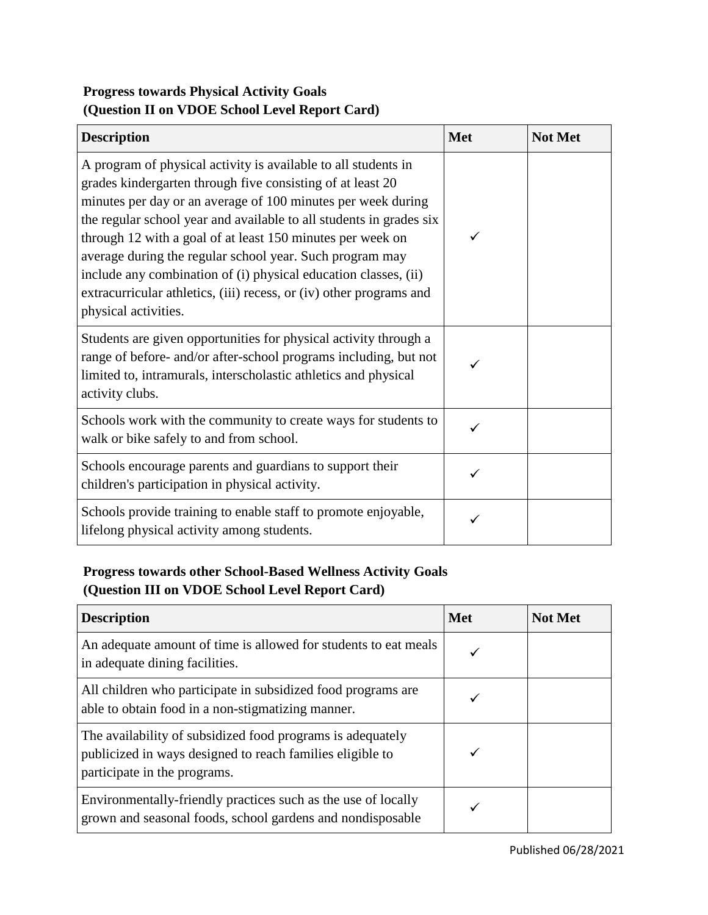**Progress towards Physical Activity Goals**
**(Question II on VDOE School Level Report Card)**

| Description | Met | Not Met |
|---|---|---|
| A program of physical activity is available to all students in grades kindergarten through five consisting of at least 20 minutes per day or an average of 100 minutes per week during the regular school year and available to all students in grades six through 12 with a goal of at least 150 minutes per week on average during the regular school year. Such program may include any combination of (i) physical education classes, (ii) extracurricular athletics, (iii) recess, or (iv) other programs and physical activities. | ✓ | |
| Students are given opportunities for physical activity through a range of before- and/or after-school programs including, but not limited to, intramurals, interscholastic athletics and physical activity clubs. | ✓ | |
| Schools work with the community to create ways for students to walk or bike safely to and from school. | ✓ | |
| Schools encourage parents and guardians to support their children's participation in physical activity. | ✓ | |
| Schools provide training to enable staff to promote enjoyable, lifelong physical activity among students. | ✓ | |

**Progress towards other School-Based Wellness Activity Goals**
**(Question III on VDOE School Level Report Card)**

| Description | Met | Not Met |
|---|---|---|
| An adequate amount of time is allowed for students to eat meals in adequate dining facilities. | ✓ | |
| All children who participate in subsidized food programs are able to obtain food in a non-stigmatizing manner. | ✓ | |
| The availability of subsidized food programs is adequately publicized in ways designed to reach families eligible to participate in the programs. | ✓ | |
| Environmentally-friendly practices such as the use of locally grown and seasonal foods, school gardens and nondisposable | ✓ | |

Published 06/28/2021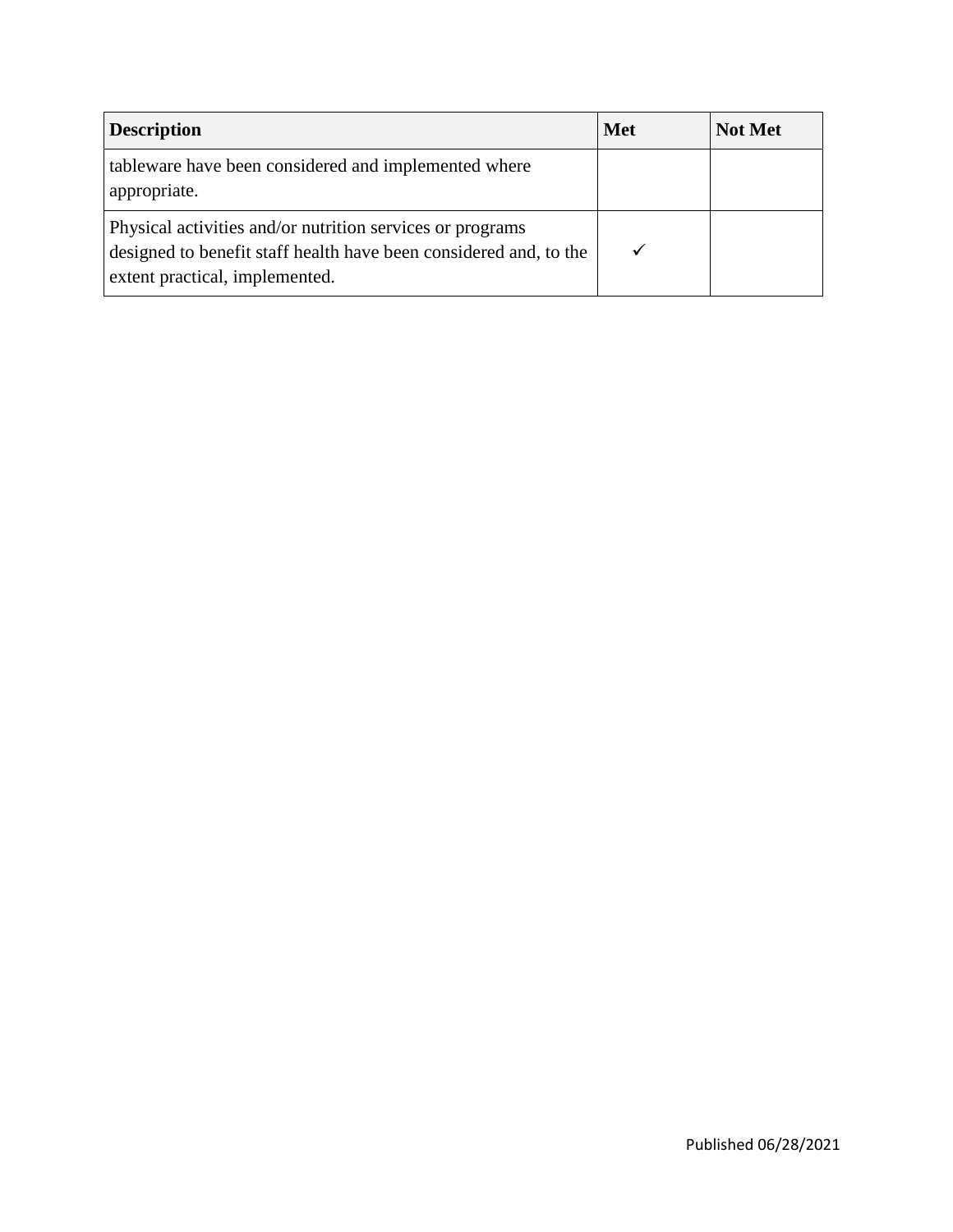| Description | Met | Not Met |
|---|---|---|
| tableware have been considered and implemented where appropriate. | | |
| Physical activities and/or nutrition services or programs designed to benefit staff health have been considered and, to the extent practical, implemented. | ✓ | |

Published 06/28/2021